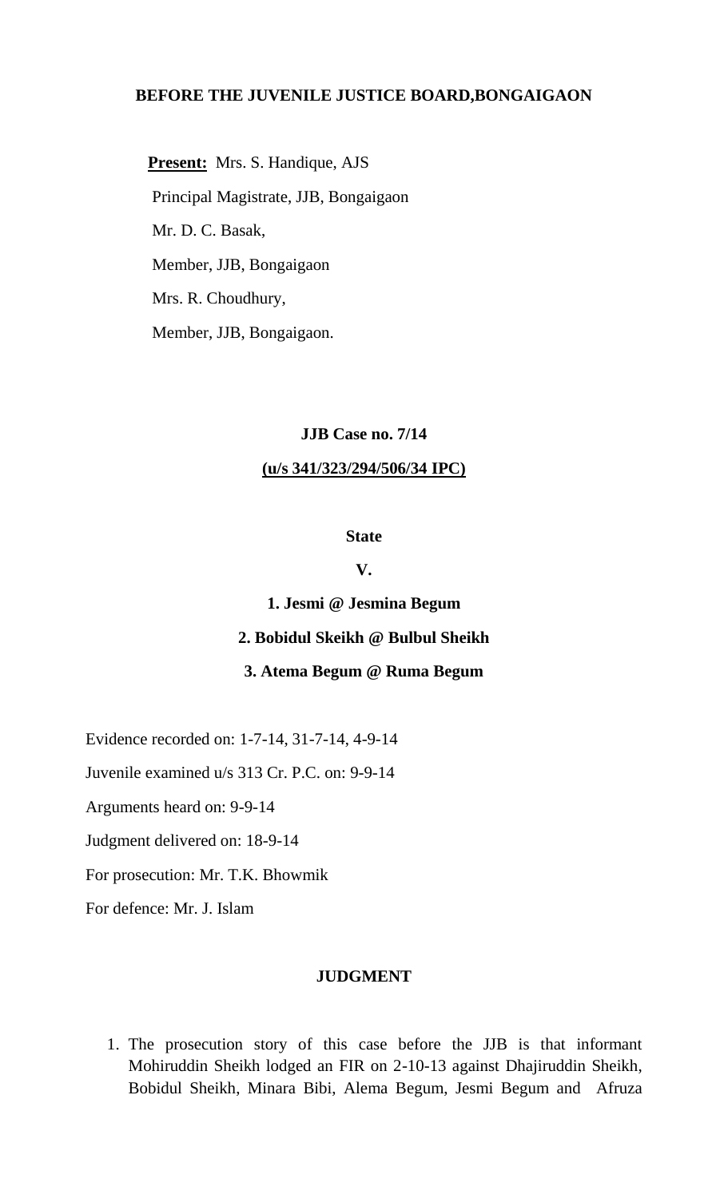**BEFORE THE JUVENILE JUSTICE BOARD,BONGAIGAON**

**Present:** Mrs. S. Handique, AJS

Principal Magistrate, JJB, Bongaigaon

Mr. D. C. Basak,

Member, JJB, Bongaigaon

Mrs. R. Choudhury,

Member, JJB, Bongaigaon.

**JJB Case no. 7/14**

**(u/s 341/323/294/506/34 IPC)**

**State**

**V.**

**1. Jesmi @ Jesmina Begum**

**2. Bobidul Skeikh @ Bulbul Sheikh**

**3. Atema Begum @ Ruma Begum**

Evidence recorded on: 1-7-14, 31-7-14, 4-9-14

Juvenile examined u/s 313 Cr. P.C. on: 9-9-14

Arguments heard on: 9-9-14

Judgment delivered on: 18-9-14

For prosecution: Mr. T.K. Bhowmik

For defence: Mr. J. Islam

**JUDGMENT**

1. The prosecution story of this case before the JJB is that informant Mohiruddin Sheikh lodged an FIR on 2-10-13 against Dhajiruddin Sheikh, Bobidul Sheikh, Minara Bibi, Alema Begum, Jesmi Begum and Afruza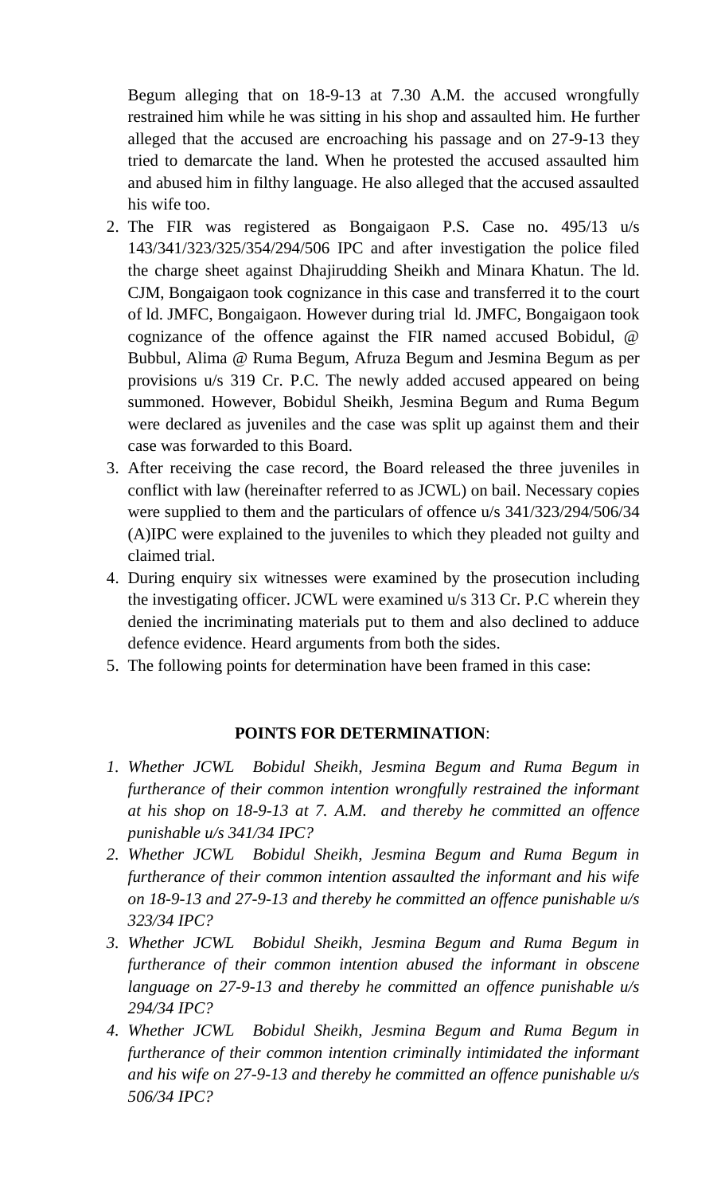Begum alleging that on 18-9-13 at 7.30 A.M. the accused wrongfully restrained him while he was sitting in his shop and assaulted him. He further alleged that the accused are encroaching his passage and on 27-9-13 they tried to demarcate the land. When he protested the accused assaulted him and abused him in filthy language. He also alleged that the accused assaulted his wife too.

2. The FIR was registered as Bongaigaon P.S. Case no. 495/13 u/s 143/341/323/325/354/294/506 IPC and after investigation the police filed the charge sheet against Dhajirudding Sheikh and Minara Khatun. The ld. CJM, Bongaigaon took cognizance in this case and transferred it to the court of ld. JMFC, Bongaigaon. However during trial ld. JMFC, Bongaigaon took cognizance of the offence against the FIR named accused Bobidul, @ Bubbul, Alima @ Ruma Begum, Afruza Begum and Jesmina Begum as per provisions u/s 319 Cr. P.C. The newly added accused appeared on being summoned. However, Bobidul Sheikh, Jesmina Begum and Ruma Begum were declared as juveniles and the case was split up against them and their case was forwarded to this Board.
3. After receiving the case record, the Board released the three juveniles in conflict with law (hereinafter referred to as JCWL) on bail. Necessary copies were supplied to them and the particulars of offence u/s 341/323/294/506/34 (A)IPC were explained to the juveniles to which they pleaded not guilty and claimed trial.
4. During enquiry six witnesses were examined by the prosecution including the investigating officer. JCWL were examined u/s 313 Cr. P.C wherein they denied the incriminating materials put to them and also declined to adduce defence evidence. Heard arguments from both the sides.
5. The following points for determination have been framed in this case:

**POINTS FOR DETERMINATION**:

1. *Whether JCWL Bobidul Sheikh, Jesmina Begum and Ruma Begum in furtherance of their common intention wrongfully restrained the informant at his shop on 18-9-13 at 7. A.M. and thereby he committed an offence punishable u/s 341/34 IPC?*
2. *Whether JCWL Bobidul Sheikh, Jesmina Begum and Ruma Begum in furtherance of their common intention assaulted the informant and his wife on 18-9-13 and 27-9-13 and thereby he committed an offence punishable u/s 323/34 IPC?*
3. *Whether JCWL Bobidul Sheikh, Jesmina Begum and Ruma Begum in furtherance of their common intention abused the informant in obscene language on 27-9-13 and thereby he committed an offence punishable u/s 294/34 IPC?*
4. *Whether JCWL Bobidul Sheikh, Jesmina Begum and Ruma Begum in furtherance of their common intention criminally intimidated the informant and his wife on 27-9-13 and thereby he committed an offence punishable u/s 506/34 IPC?*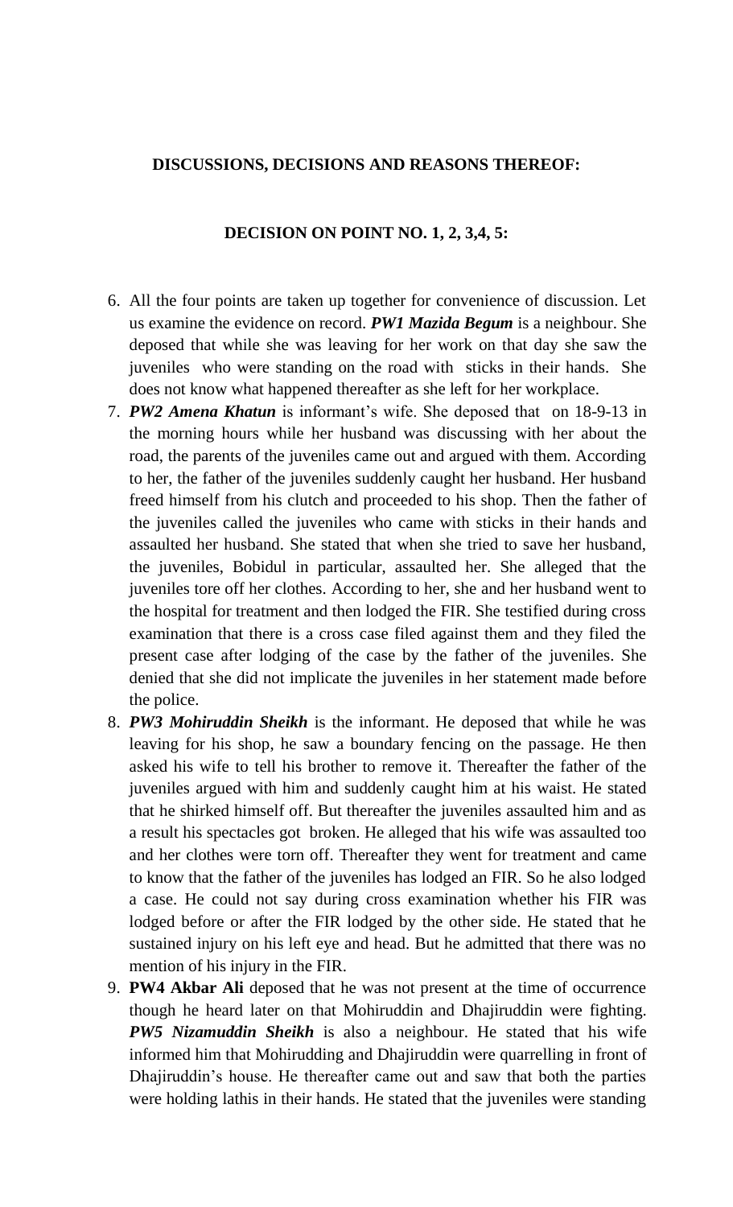**DISCUSSIONS, DECISIONS AND REASONS THEREOF:**

**DECISION ON POINT NO. 1, 2, 3,4, 5:**

6. All the four points are taken up together for convenience of discussion. Let us examine the evidence on record. ***PW1 Mazida Begum*** is a neighbour. She deposed that while she was leaving for her work on that day she saw the juveniles who were standing on the road with sticks in their hands. She does not know what happened thereafter as she left for her workplace.
7. ***PW2 Amena Khatun*** is informant's wife. She deposed that on 18-9-13 in the morning hours while her husband was discussing with her about the road, the parents of the juveniles came out and argued with them. According to her, the father of the juveniles suddenly caught her husband. Her husband freed himself from his clutch and proceeded to his shop. Then the father of the juveniles called the juveniles who came with sticks in their hands and assaulted her husband. She stated that when she tried to save her husband, the juveniles, Bobidul in particular, assaulted her. She alleged that the juveniles tore off her clothes. According to her, she and her husband went to the hospital for treatment and then lodged the FIR. She testified during cross examination that there is a cross case filed against them and they filed the present case after lodging of the case by the father of the juveniles. She denied that she did not implicate the juveniles in her statement made before the police.
8. ***PW3 Mohiruddin Sheikh*** is the informant. He deposed that while he was leaving for his shop, he saw a boundary fencing on the passage. He then asked his wife to tell his brother to remove it. Thereafter the father of the juveniles argued with him and suddenly caught him at his waist. He stated that he shirked himself off. But thereafter the juveniles assaulted him and as a result his spectacles got broken. He alleged that his wife was assaulted too and her clothes were torn off. Thereafter they went for treatment and came to know that the father of the juveniles has lodged an FIR. So he also lodged a case. He could not say during cross examination whether his FIR was lodged before or after the FIR lodged by the other side. He stated that he sustained injury on his left eye and head. But he admitted that there was no mention of his injury in the FIR.
9. **PW4 Akbar Ali** deposed that he was not present at the time of occurrence though he heard later on that Mohiruddin and Dhajiruddin were fighting. ***PW5 Nizamuddin Sheikh*** is also a neighbour. He stated that his wife informed him that Mohirudding and Dhajiruddin were quarrelling in front of Dhajiruddin's house. He thereafter came out and saw that both the parties were holding lathis in their hands. He stated that the juveniles were standing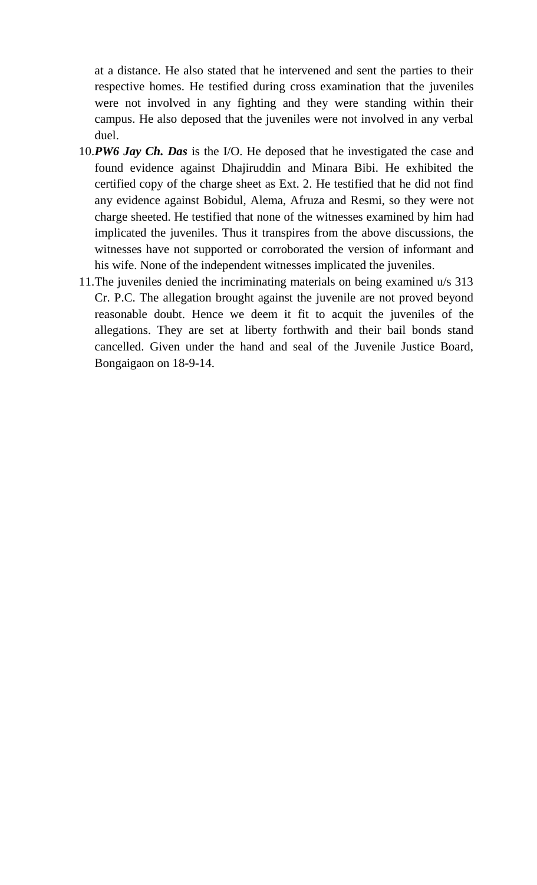at a distance. He also stated that he intervened and sent the parties to their respective homes. He testified during cross examination that the juveniles were not involved in any fighting and they were standing within their campus. He also deposed that the juveniles were not involved in any verbal duel.

10. ***PW6 Jay Ch. Das*** is the I/O. He deposed that he investigated the case and found evidence against Dhajiruddin and Minara Bibi. He exhibited the certified copy of the charge sheet as Ext. 2. He testified that he did not find any evidence against Bobidul, Alema, Afruza and Resmi, so they were not charge sheeted. He testified that none of the witnesses examined by him had implicated the juveniles. Thus it transpires from the above discussions, the witnesses have not supported or corroborated the version of informant and his wife. None of the independent witnesses implicated the juveniles.

11. The juveniles denied the incriminating materials on being examined u/s 313 Cr. P.C. The allegation brought against the juvenile are not proved beyond reasonable doubt. Hence we deem it fit to acquit the juveniles of the allegations. They are set at liberty forthwith and their bail bonds stand cancelled. Given under the hand and seal of the Juvenile Justice Board, Bongaigaon on 18-9-14.